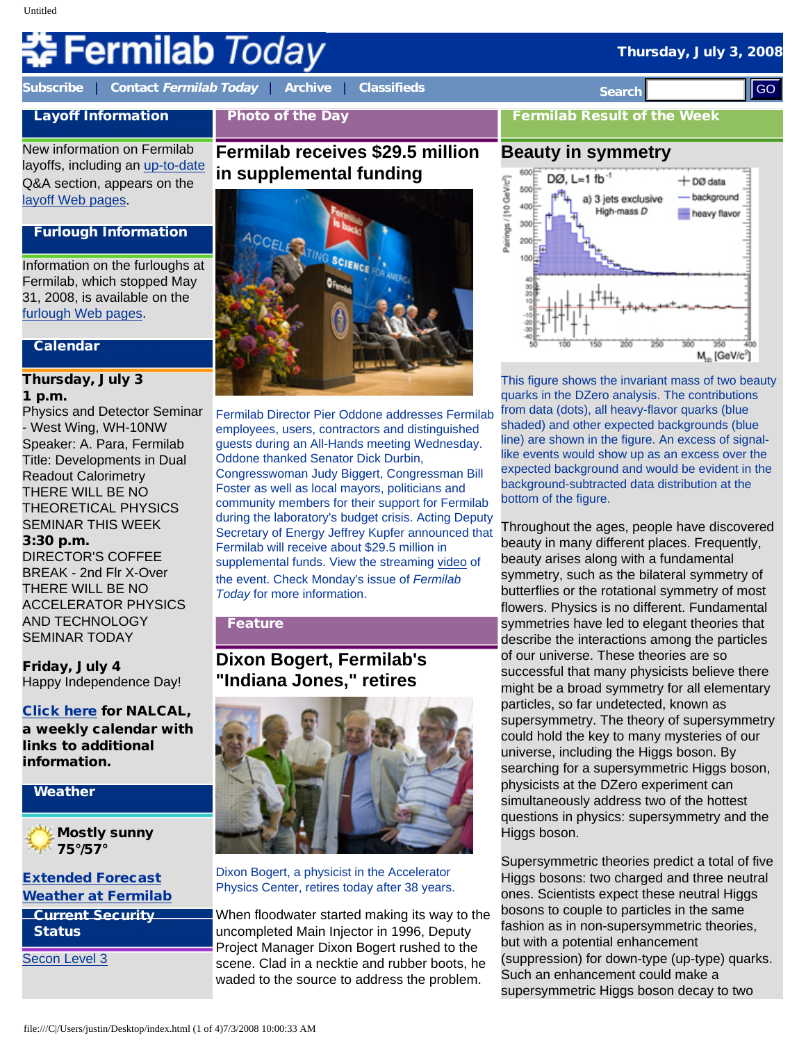# Fermilab Today

Thursday, July 3, 2008

Subscribe | Contact *Fermilab Today* | Archive | Classifieds

Search GO

## Layoff Information

New information on Fermilab layoffs, including an up-to-date Q&A section, appears on the layoff Web pages.

## Furlough Information

Information on the furloughs at Fermilab, which stopped May 31, 2008, is available on the furlough Web pages.

## Calendar

**Thursday, July 3**

**1 p.m.**

Physics and Detector Seminar - West Wing, WH-10NW

Speaker: A. Para, Fermilab

Title: Developments in Dual Readout Calorimetry

THERE WILL BE NO THEORETICAL PHYSICS SEMINAR THIS WEEK

**3:30 p.m.**

DIRECTOR'S COFFEE BREAK - 2nd Flr X-Over

THERE WILL BE NO ACCELERATOR PHYSICS AND TECHNOLOGY SEMINAR TODAY

**Friday, July 4**

Happy Independence Day!

**Click here for NALCAL, a weekly calendar with links to additional information.**

## Weather

**Mostly sunny**

**75°/57°**

**Extended Forecast**

**Weather at Fermilab**

## Current Security Status

Secon Level 3

## Photo of the Day

### Fermilab receives $29.5 million in supplemental funding

Fermilab Director Pier Oddone addresses Fermilab employees, users, contractors and distinguished guests during an All-Hands meeting Wednesday. Oddone thanked Senator Dick Durbin, Congresswoman Judy Biggert, Congressman Bill Foster as well as local mayors, politicians and community members for their support for Fermilab during the laboratory's budget crisis. Acting Deputy Secretary of Energy Jeffrey Kupfer announced that Fermilab will receive about $29.5 million in supplemental funds. View the streaming video of the event. Check Monday's issue of *Fermilab Today* for more information.

## Feature

### Dixon Bogert, Fermilab's "Indiana Jones," retires

Dixon Bogert, a physicist in the Accelerator Physics Center, retires today after 38 years.

When floodwater started making its way to the uncompleted Main Injector in 1996, Deputy Project Manager Dixon Bogert rushed to the scene. Clad in a necktie and rubber boots, he waded to the source to address the problem.

## Fermilab Result of the Week

### Beauty in symmetry

This figure shows the invariant mass of two beauty quarks in the DZero analysis. The contributions from data (dots), all heavy-flavor quarks (blue shaded) and other expected backgrounds (blue line) are shown in the figure. An excess of signal-like events would show up as an excess over the expected background and would be evident in the background-subtracted data distribution at the bottom of the figure.

Throughout the ages, people have discovered beauty in many different places. Frequently, beauty arises along with a fundamental symmetry, such as the bilateral symmetry of butterflies or the rotational symmetry of most flowers. Physics is no different. Fundamental symmetries have led to elegant theories that describe the interactions among the particles of our universe. These theories are so successful that many physicists believe there might be a broad symmetry for all elementary particles, so far undetected, known as supersymmetry. The theory of supersymmetry could hold the key to many mysteries of our universe, including the Higgs boson. By searching for a supersymmetric Higgs boson, physicists at the DZero experiment can simultaneously address two of the hottest questions in physics: supersymmetry and the Higgs boson.

Supersymmetric theories predict a total of five Higgs bosons: two charged and three neutral ones. Scientists expect these neutral Higgs bosons to couple to particles in the same fashion as in non-supersymmetric theories, but with a potential enhancement (suppression) for down-type (up-type) quarks. Such an enhancement could make a supersymmetric Higgs boson decay to two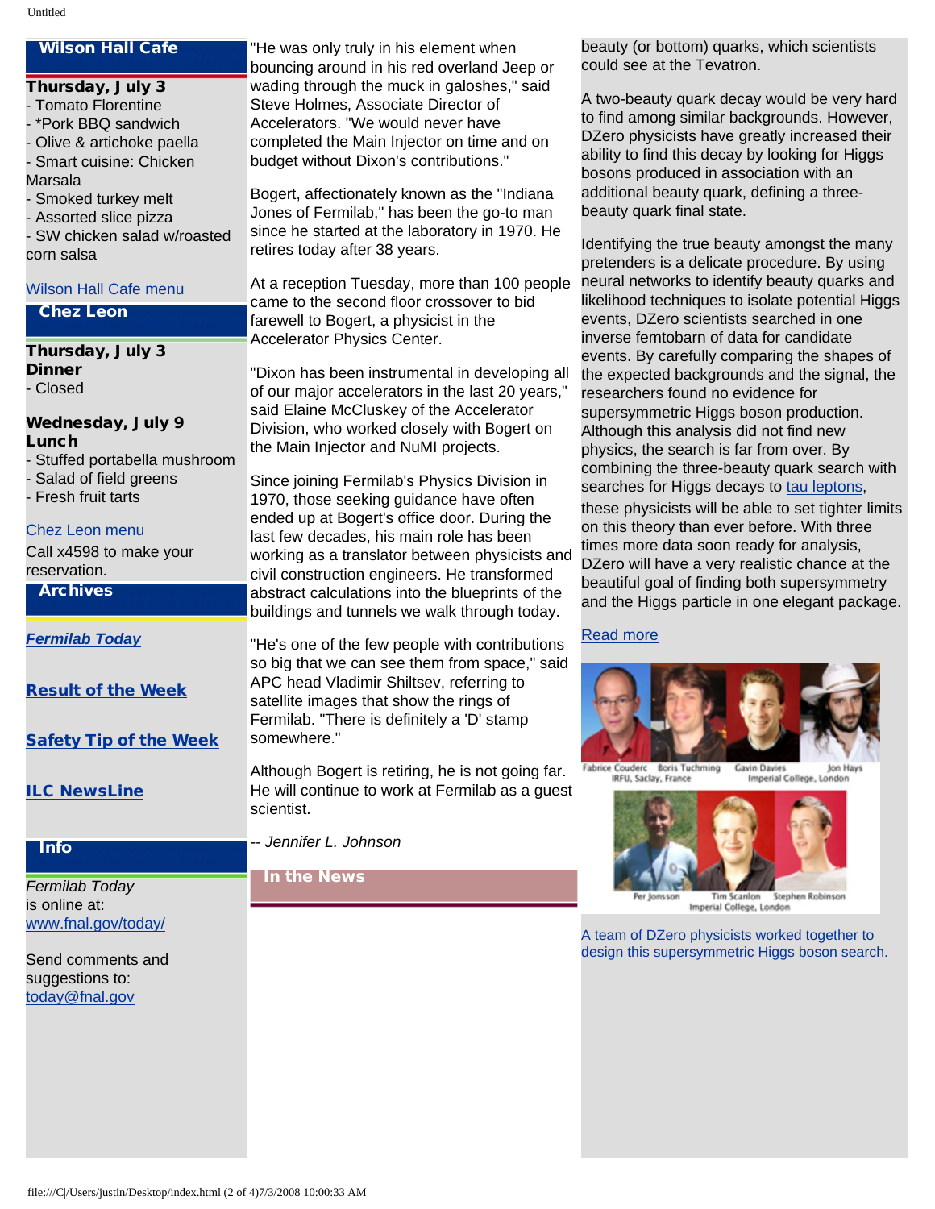## Wilson Hall Cafe

**Thursday, July 3**
- Tomato Florentine
- *Pork BBQ sandwich
- Olive & artichoke paella
- Smart cuisine: Chicken Marsala
- Smoked turkey melt
- Assorted slice pizza
- SW chicken salad w/roasted corn salsa

Wilson Hall Cafe menu

## Chez Leon

**Thursday, July 3**
**Dinner**
- Closed

**Wednesday, July 9**
**Lunch**
- Stuffed portabella mushroom
- Salad of field greens
- Fresh fruit tarts

Chez Leon menu

Call x4598 to make your reservation.

## Archives

***Fermilab Today***

**Result of the Week**

**Safety Tip of the Week**

**ILC NewsLine**

## Info

*Fermilab Today* is online at:
www.fnal.gov/today/

Send comments and suggestions to:
today@fnal.gov

"He was only truly in his element when bouncing around in his red overland Jeep or wading through the muck in galoshes," said Steve Holmes, Associate Director of Accelerators. "We would never have completed the Main Injector on time and on budget without Dixon's contributions."

Bogert, affectionately known as the "Indiana Jones of Fermilab," has been the go-to man since he started at the laboratory in 1970. He retires today after 38 years.

At a reception Tuesday, more than 100 people came to the second floor crossover to bid farewell to Bogert, a physicist in the Accelerator Physics Center.

"Dixon has been instrumental in developing all of our major accelerators in the last 20 years," said Elaine McCluskey of the Accelerator Division, who worked closely with Bogert on the Main Injector and NuMI projects.

Since joining Fermilab's Physics Division in 1970, those seeking guidance have often ended up at Bogert's office door. During the last few decades, his main role has been working as a translator between physicists and civil construction engineers. He transformed abstract calculations into the blueprints of the buildings and tunnels we walk through today.

"He's one of the few people with contributions so big that we can see them from space," said APC head Vladimir Shiltsev, referring to satellite images that show the rings of Fermilab. "There is definitely a 'D' stamp somewhere."

Although Bogert is retiring, he is not going far. He will continue to work at Fermilab as a guest scientist.

*-- Jennifer L. Johnson*

## In the News

beauty (or bottom) quarks, which scientists could see at the Tevatron.

A two-beauty quark decay would be very hard to find among similar backgrounds. However, DZero physicists have greatly increased their ability to find this decay by looking for Higgs bosons produced in association with an additional beauty quark, defining a three-beauty quark final state.

Identifying the true beauty amongst the many pretenders is a delicate procedure. By using neural networks to identify beauty quarks and likelihood techniques to isolate potential Higgs events, DZero scientists searched in one inverse femtobarn of data for candidate events. By carefully comparing the shapes of the expected backgrounds and the signal, the researchers found no evidence for supersymmetric Higgs boson production. Although this analysis did not find new physics, the search is far from over. By combining the three-beauty quark search with searches for Higgs decays to tau leptons, these physicists will be able to set tighter limits on this theory than ever before. With three times more data soon ready for analysis, DZero will have a very realistic chance at the beautiful goal of finding both supersymmetry and the Higgs particle in one elegant package.

Read more

Fabrice Couderc, Boris Tuchming — IRFU, Saclay, France; Gavin Davies, Jon Hays — Imperial College, London
Per Jonsson, Tim Scanlon, Stephen Robinson — Imperial College, London

A team of DZero physicists worked together to design this supersymmetric Higgs boson search.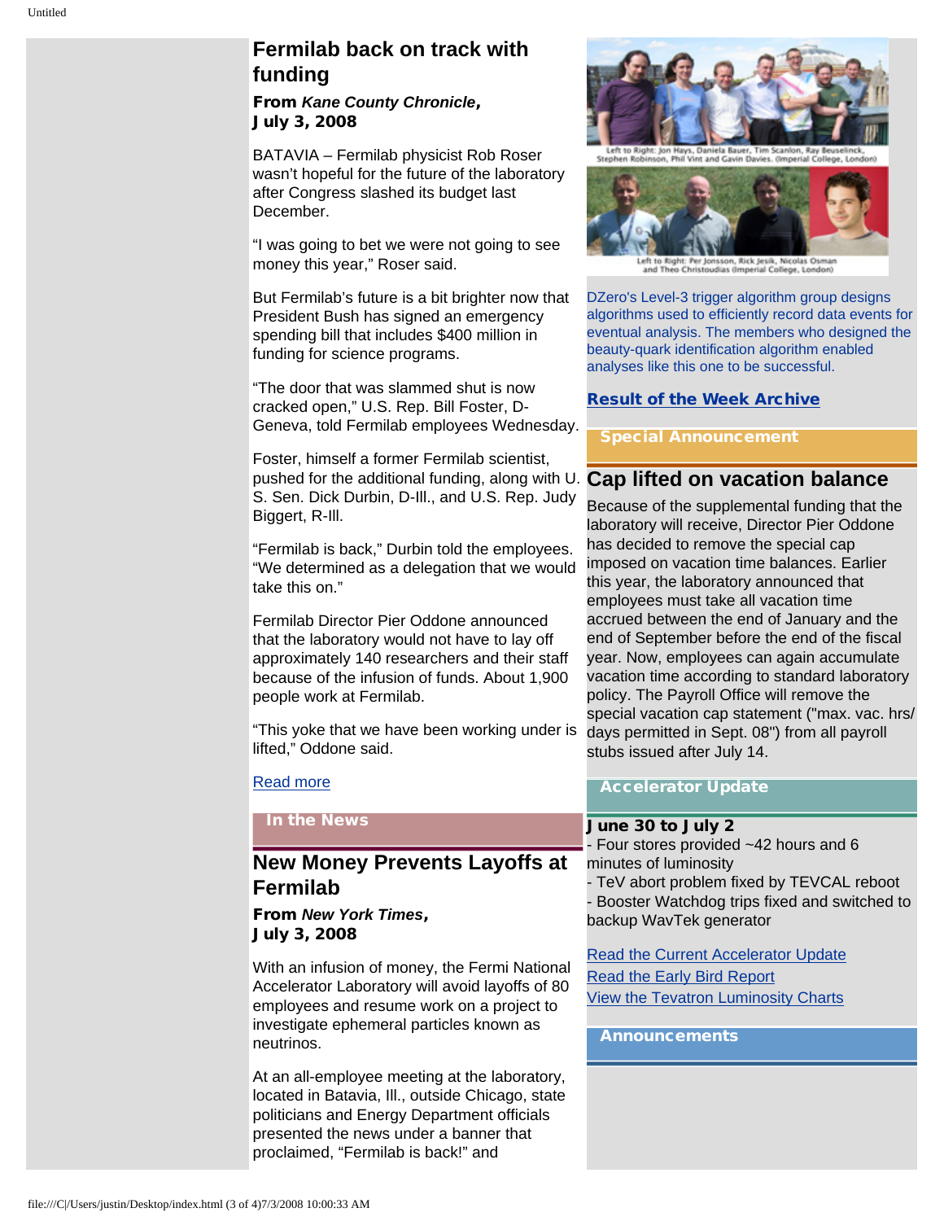## Fermilab back on track with funding

**From *Kane County Chronicle*, July 3, 2008**

BATAVIA – Fermilab physicist Rob Roser wasn't hopeful for the future of the laboratory after Congress slashed its budget last December.

"I was going to bet we were not going to see money this year," Roser said.

But Fermilab's future is a bit brighter now that President Bush has signed an emergency spending bill that includes $400 million in funding for science programs.

"The door that was slammed shut is now cracked open," U.S. Rep. Bill Foster, D-Geneva, told Fermilab employees Wednesday.

Foster, himself a former Fermilab scientist, pushed for the additional funding, along with U. S. Sen. Dick Durbin, D-Ill., and U.S. Rep. Judy Biggert, R-Ill.

"Fermilab is back," Durbin told the employees. "We determined as a delegation that we would take this on."

Fermilab Director Pier Oddone announced that the laboratory would not have to lay off approximately 140 researchers and their staff because of the infusion of funds. About 1,900 people work at Fermilab.

"This yoke that we have been working under is lifted," Oddone said.

Read more

### In the News

## New Money Prevents Layoffs at Fermilab

**From *New York Times*, July 3, 2008**

With an infusion of money, the Fermi National Accelerator Laboratory will avoid layoffs of 80 employees and resume work on a project to investigate ephemeral particles known as neutrinos.

At an all-employee meeting at the laboratory, located in Batavia, Ill., outside Chicago, state politicians and Energy Department officials presented the news under a banner that proclaimed, "Fermilab is back!" and

Left to Right: Jon Hays, Daniela Bauer, Tim Scanlon, Ray Beuselinck, Stephen Robinson, Phil Vint and Gavin Davies. (Imperial College, London)

Left to Right: Per Jonsson, Rick Jesik, Nicolas Osman and Theo Christoudias (Imperial College, London)

DZero's Level-3 trigger algorithm group designs algorithms used to efficiently record data events for eventual analysis. The members who designed the beauty-quark identification algorithm enabled analyses like this one to be successful.

**Result of the Week Archive**

### Special Announcement

## Cap lifted on vacation balance

Because of the supplemental funding that the laboratory will receive, Director Pier Oddone has decided to remove the special cap imposed on vacation time balances. Earlier this year, the laboratory announced that employees must take all vacation time accrued between the end of January and the end of September before the end of the fiscal year. Now, employees can again accumulate vacation time according to standard laboratory policy. The Payroll Office will remove the special vacation cap statement ("max. vac. hrs/ days permitted in Sept. 08") from all payroll stubs issued after July 14.

### Accelerator Update

**June 30 to July 2**
- Four stores provided ~42 hours and 6 minutes of luminosity
- TeV abort problem fixed by TEVCAL reboot
- Booster Watchdog trips fixed and switched to backup WavTek generator

Read the Current Accelerator Update
Read the Early Bird Report
View the Tevatron Luminosity Charts

### Announcements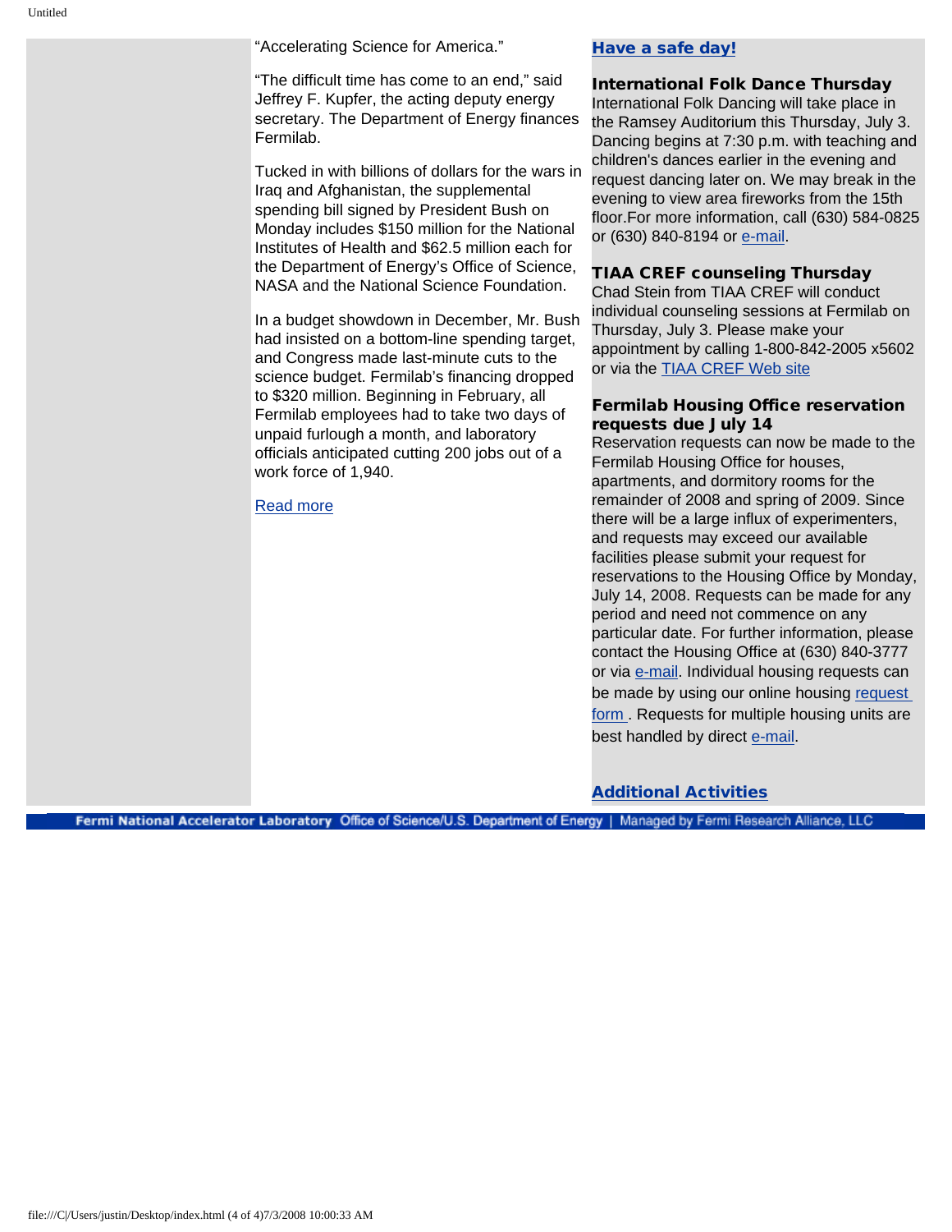"Accelerating Science for America."

"The difficult time has come to an end," said Jeffrey F. Kupfer, the acting deputy energy secretary. The Department of Energy finances Fermilab.

Tucked in with billions of dollars for the wars in Iraq and Afghanistan, the supplemental spending bill signed by President Bush on Monday includes $150 million for the National Institutes of Health and $62.5 million each for the Department of Energy's Office of Science, NASA and the National Science Foundation.

In a budget showdown in December, Mr. Bush had insisted on a bottom-line spending target, and Congress made last-minute cuts to the science budget. Fermilab's financing dropped to $320 million. Beginning in February, all Fermilab employees had to take two days of unpaid furlough a month, and laboratory officials anticipated cutting 200 jobs out of a work force of 1,940.

Read more

**Have a safe day!**

### International Folk Dance Thursday

International Folk Dancing will take place in the Ramsey Auditorium this Thursday, July 3. Dancing begins at 7:30 p.m. with teaching and children's dances earlier in the evening and request dancing later on. We may break in the evening to view area fireworks from the 15th floor.For more information, call (630) 584-0825 or (630) 840-8194 or e-mail.

### TIAA CREF counseling Thursday

Chad Stein from TIAA CREF will conduct individual counseling sessions at Fermilab on Thursday, July 3. Please make your appointment by calling 1-800-842-2005 x5602 or via the TIAA CREF Web site

### Fermilab Housing Office reservation requests due July 14

Reservation requests can now be made to the Fermilab Housing Office for houses, apartments, and dormitory rooms for the remainder of 2008 and spring of 2009. Since there will be a large influx of experimenters, and requests may exceed our available facilities please submit your request for reservations to the Housing Office by Monday, July 14, 2008. Requests can be made for any period and need not commence on any particular date. For further information, please contact the Housing Office at (630) 840-3777 or via e-mail. Individual housing requests can be made by using our online housing request form . Requests for multiple housing units are best handled by direct e-mail.

**Additional Activities**

Fermi National Accelerator Laboratory Office of Science/U.S. Department of Energy | Managed by Fermi Research Alliance, LLC